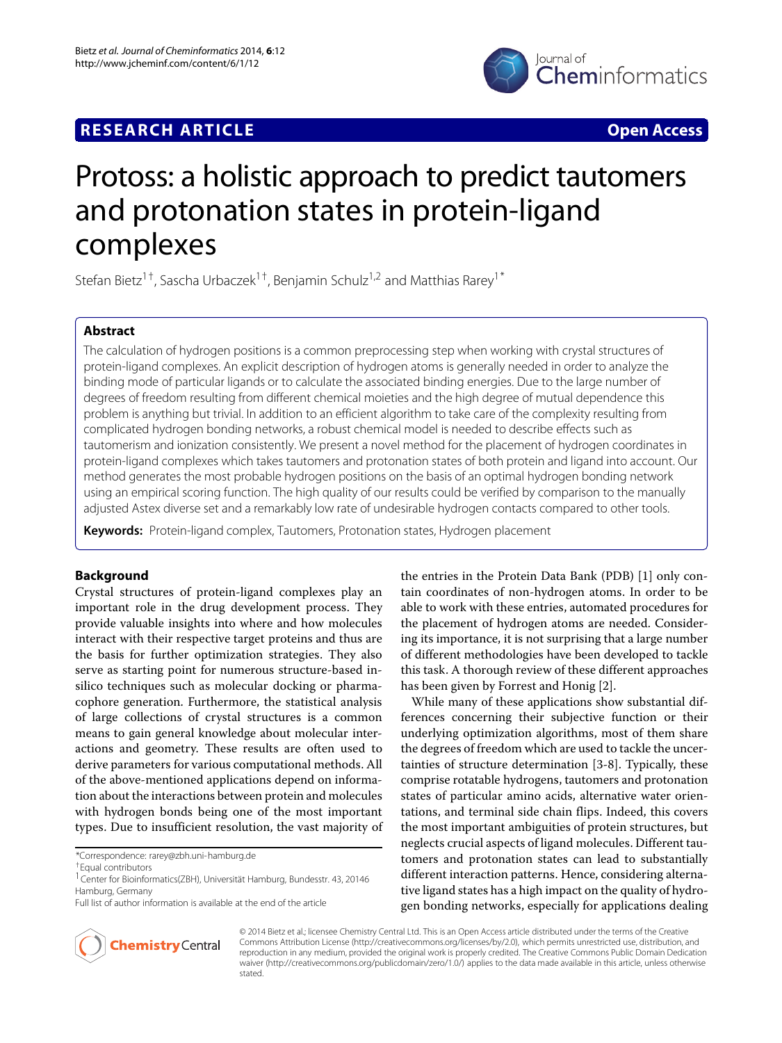**RESEARCH ARTICLE** **Open Access**

# Protoss: a holistic approach to predict tautomers and protonation states in protein-ligand complexes

Stefan Bietz[1†], Sascha Urbaczek[1†], Benjamin Schulz[1,2] and Matthias Rarey[1*]

## Abstract

The calculation of hydrogen positions is a common preprocessing step when working with crystal structures of protein-ligand complexes. An explicit description of hydrogen atoms is generally needed in order to analyze the binding mode of particular ligands or to calculate the associated binding energies. Due to the large number of degrees of freedom resulting from different chemical moieties and the high degree of mutual dependence this problem is anything but trivial. In addition to an efficient algorithm to take care of the complexity resulting from complicated hydrogen bonding networks, a robust chemical model is needed to describe effects such as tautomerism and ionization consistently. We present a novel method for the placement of hydrogen coordinates in protein-ligand complexes which takes tautomers and protonation states of both protein and ligand into account. Our method generates the most probable hydrogen positions on the basis of an optimal hydrogen bonding network using an empirical scoring function. The high quality of our results could be verified by comparison to the manually adjusted Astex diverse set and a remarkably low rate of undesirable hydrogen contacts compared to other tools.

**Keywords:** Protein-ligand complex, Tautomers, Protonation states, Hydrogen placement

## Background

Crystal structures of protein-ligand complexes play an important role in the drug development process. They provide valuable insights into where and how molecules interact with their respective target proteins and thus are the basis for further optimization strategies. They also serve as starting point for numerous structure-based in-silico techniques such as molecular docking or pharmacophore generation. Furthermore, the statistical analysis of large collections of crystal structures is a common means to gain general knowledge about molecular interactions and geometry. These results are often used to derive parameters for various computational methods. All of the above-mentioned applications depend on information about the interactions between protein and molecules with hydrogen bonds being one of the most important types. Due to insufficient resolution, the vast majority of the entries in the Protein Data Bank (PDB) [1] only contain coordinates of non-hydrogen atoms. In order to be able to work with these entries, automated procedures for the placement of hydrogen atoms are needed. Considering its importance, it is not surprising that a large number of different methodologies have been developed to tackle this task. A thorough review of these different approaches has been given by Forrest and Honig [2].

While many of these applications show substantial differences concerning their subjective function or their underlying optimization algorithms, most of them share the degrees of freedom which are used to tackle the uncertainties of structure determination [3-8]. Typically, these comprise rotatable hydrogens, tautomers and protonation states of particular amino acids, alternative water orientations, and terminal side chain flips. Indeed, this covers the most important ambiguities of protein structures, but neglects crucial aspects of ligand molecules. Different tautomers and protonation states can lead to substantially different interaction patterns. Hence, considering alternative ligand states has a high impact on the quality of hydrogen bonding networks, especially for applications dealing

*Correspondence: rarey@zbh.uni-hamburg.de
†Equal contributors
[1]Center for Bioinformatics(ZBH), Universität Hamburg, Bundesstr. 43, 20146 Hamburg, Germany
Full list of author information is available at the end of the article

© 2014 Bietz et al.; licensee Chemistry Central Ltd. This is an Open Access article distributed under the terms of the Creative Commons Attribution License (http://creativecommons.org/licenses/by/2.0), which permits unrestricted use, distribution, and reproduction in any medium, provided the original work is properly credited. The Creative Commons Public Domain Dedication waiver (http://creativecommons.org/publicdomain/zero/1.0/) applies to the data made available in this article, unless otherwise stated.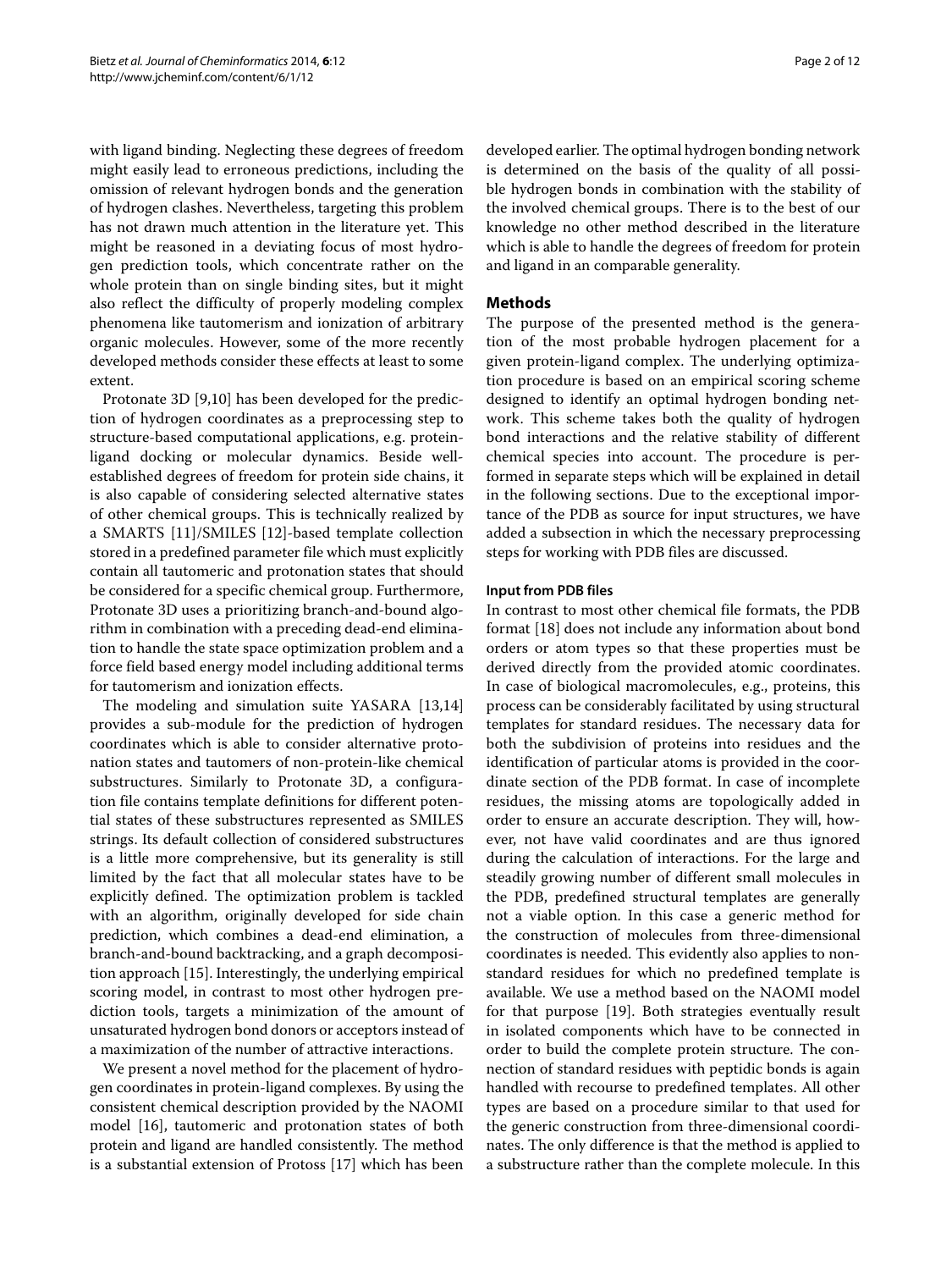with ligand binding. Neglecting these degrees of freedom might easily lead to erroneous predictions, including the omission of relevant hydrogen bonds and the generation of hydrogen clashes. Nevertheless, targeting this problem has not drawn much attention in the literature yet. This might be reasoned in a deviating focus of most hydrogen prediction tools, which concentrate rather on the whole protein than on single binding sites, but it might also reflect the difficulty of properly modeling complex phenomena like tautomerism and ionization of arbitrary organic molecules. However, some of the more recently developed methods consider these effects at least to some extent.

Protonate 3D [9,10] has been developed for the prediction of hydrogen coordinates as a preprocessing step to structure-based computational applications, e.g. protein-ligand docking or molecular dynamics. Beside well-established degrees of freedom for protein side chains, it is also capable of considering selected alternative states of other chemical groups. This is technically realized by a SMARTS [11]/SMILES [12]-based template collection stored in a predefined parameter file which must explicitly contain all tautomeric and protonation states that should be considered for a specific chemical group. Furthermore, Protonate 3D uses a prioritizing branch-and-bound algorithm in combination with a preceding dead-end elimination to handle the state space optimization problem and a force field based energy model including additional terms for tautomerism and ionization effects.

The modeling and simulation suite YASARA [13,14] provides a sub-module for the prediction of hydrogen coordinates which is able to consider alternative protonation states and tautomers of non-protein-like chemical substructures. Similarly to Protonate 3D, a configuration file contains template definitions for different potential states of these substructures represented as SMILES strings. Its default collection of considered substructures is a little more comprehensive, but its generality is still limited by the fact that all molecular states have to be explicitly defined. The optimization problem is tackled with an algorithm, originally developed for side chain prediction, which combines a dead-end elimination, a branch-and-bound backtracking, and a graph decomposition approach [15]. Interestingly, the underlying empirical scoring model, in contrast to most other hydrogen prediction tools, targets a minimization of the amount of unsaturated hydrogen bond donors or acceptors instead of a maximization of the number of attractive interactions.

We present a novel method for the placement of hydrogen coordinates in protein-ligand complexes. By using the consistent chemical description provided by the NAOMI model [16], tautomeric and protonation states of both protein and ligand are handled consistently. The method is a substantial extension of Protoss [17] which has been developed earlier. The optimal hydrogen bonding network is determined on the basis of the quality of all possible hydrogen bonds in combination with the stability of the involved chemical groups. There is to the best of our knowledge no other method described in the literature which is able to handle the degrees of freedom for protein and ligand in an comparable generality.

## Methods

The purpose of the presented method is the generation of the most probable hydrogen placement for a given protein-ligand complex. The underlying optimization procedure is based on an empirical scoring scheme designed to identify an optimal hydrogen bonding network. This scheme takes both the quality of hydrogen bond interactions and the relative stability of different chemical species into account. The procedure is performed in separate steps which will be explained in detail in the following sections. Due to the exceptional importance of the PDB as source for input structures, we have added a subsection in which the necessary preprocessing steps for working with PDB files are discussed.

### Input from PDB files

In contrast to most other chemical file formats, the PDB format [18] does not include any information about bond orders or atom types so that these properties must be derived directly from the provided atomic coordinates. In case of biological macromolecules, e.g., proteins, this process can be considerably facilitated by using structural templates for standard residues. The necessary data for both the subdivision of proteins into residues and the identification of particular atoms is provided in the coordinate section of the PDB format. In case of incomplete residues, the missing atoms are topologically added in order to ensure an accurate description. They will, however, not have valid coordinates and are thus ignored during the calculation of interactions. For the large and steadily growing number of different small molecules in the PDB, predefined structural templates are generally not a viable option. In this case a generic method for the construction of molecules from three-dimensional coordinates is needed. This evidently also applies to non-standard residues for which no predefined template is available. We use a method based on the NAOMI model for that purpose [19]. Both strategies eventually result in isolated components which have to be connected in order to build the complete protein structure. The connection of standard residues with peptidic bonds is again handled with recourse to predefined templates. All other types are based on a procedure similar to that used for the generic construction from three-dimensional coordinates. The only difference is that the method is applied to a substructure rather than the complete molecule. In this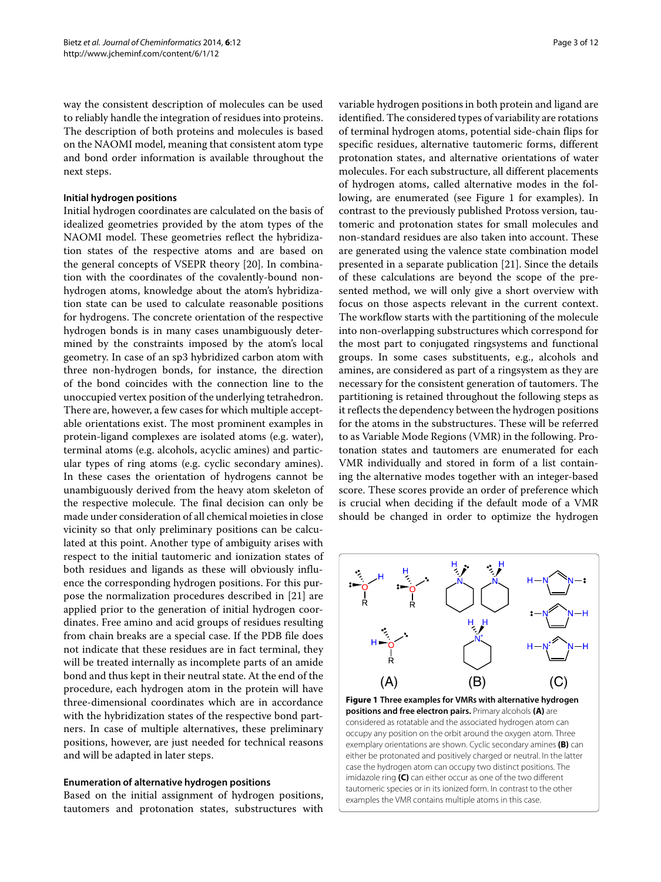way the consistent description of molecules can be used to reliably handle the integration of residues into proteins. The description of both proteins and molecules is based on the NAOMI model, meaning that consistent atom type and bond order information is available throughout the next steps.

#### Initial hydrogen positions

Initial hydrogen coordinates are calculated on the basis of idealized geometries provided by the atom types of the NAOMI model. These geometries reflect the hybridization states of the respective atoms and are based on the general concepts of VSEPR theory [20]. In combination with the coordinates of the covalently-bound non-hydrogen atoms, knowledge about the atom's hybridization state can be used to calculate reasonable positions for hydrogens. The concrete orientation of the respective hydrogen bonds is in many cases unambiguously determined by the constraints imposed by the atom's local geometry. In case of an sp3 hybridized carbon atom with three non-hydrogen bonds, for instance, the direction of the bond coincides with the connection line to the unoccupied vertex position of the underlying tetrahedron. There are, however, a few cases for which multiple acceptable orientations exist. The most prominent examples in protein-ligand complexes are isolated atoms (e.g. water), terminal atoms (e.g. alcohols, acyclic amines) and particular types of ring atoms (e.g. cyclic secondary amines). In these cases the orientation of hydrogens cannot be unambiguously derived from the heavy atom skeleton of the respective molecule. The final decision can only be made under consideration of all chemical moieties in close vicinity so that only preliminary positions can be calculated at this point. Another type of ambiguity arises with respect to the initial tautomeric and ionization states of both residues and ligands as these will obviously influence the corresponding hydrogen positions. For this purpose the normalization procedures described in [21] are applied prior to the generation of initial hydrogen coordinates. Free amino and acid groups of residues resulting from chain breaks are a special case. If the PDB file does not indicate that these residues are in fact terminal, they will be treated internally as incomplete parts of an amide bond and thus kept in their neutral state. At the end of the procedure, each hydrogen atom in the protein will have three-dimensional coordinates which are in accordance with the hybridization states of the respective bond partners. In case of multiple alternatives, these preliminary positions, however, are just needed for technical reasons and will be adapted in later steps.

#### Enumeration of alternative hydrogen positions

Based on the initial assignment of hydrogen positions, tautomers and protonation states, substructures with variable hydrogen positions in both protein and ligand are identified. The considered types of variability are rotations of terminal hydrogen atoms, potential side-chain flips for specific residues, alternative tautomeric forms, different protonation states, and alternative orientations of water molecules. For each substructure, all different placements of hydrogen atoms, called alternative modes in the following, are enumerated (see Figure 1 for examples). In contrast to the previously published Protoss version, tautomeric and protonation states for small molecules and non-standard residues are also taken into account. These are generated using the valence state combination model presented in a separate publication [21]. Since the details of these calculations are beyond the scope of the presented method, we will only give a short overview with focus on those aspects relevant in the current context. The workflow starts with the partitioning of the molecule into non-overlapping substructures which correspond for the most part to conjugated ringsystems and functional groups. In some cases substituents, e.g., alcohols and amines, are considered as part of a ringsystem as they are necessary for the consistent generation of tautomers. The partitioning is retained throughout the following steps as it reflects the dependency between the hydrogen positions for the atoms in the substructures. These will be referred to as Variable Mode Regions (VMR) in the following. Protonation states and tautomers are enumerated for each VMR individually and stored in form of a list containing the alternative modes together with an integer-based score. These scores provide an order of preference which is crucial when deciding if the default mode of a VMR should be changed in order to optimize the hydrogen

(A) (B) (C)

**Figure 1 Three examples for VMRs with alternative hydrogen positions and free electron pairs.** Primary alcohols **(A)** are considered as rotatable and the associated hydrogen atom can occupy any position on the orbit around the oxygen atom. Three exemplary orientations are shown. Cyclic secondary amines **(B)** can either be protonated and positively charged or neutral. In the latter case the hydrogen atom can occupy two distinct positions. The imidazole ring **(C)** can either occur as one of the two different tautomeric species or in its ionized form. In contrast to the other examples the VMR contains multiple atoms in this case.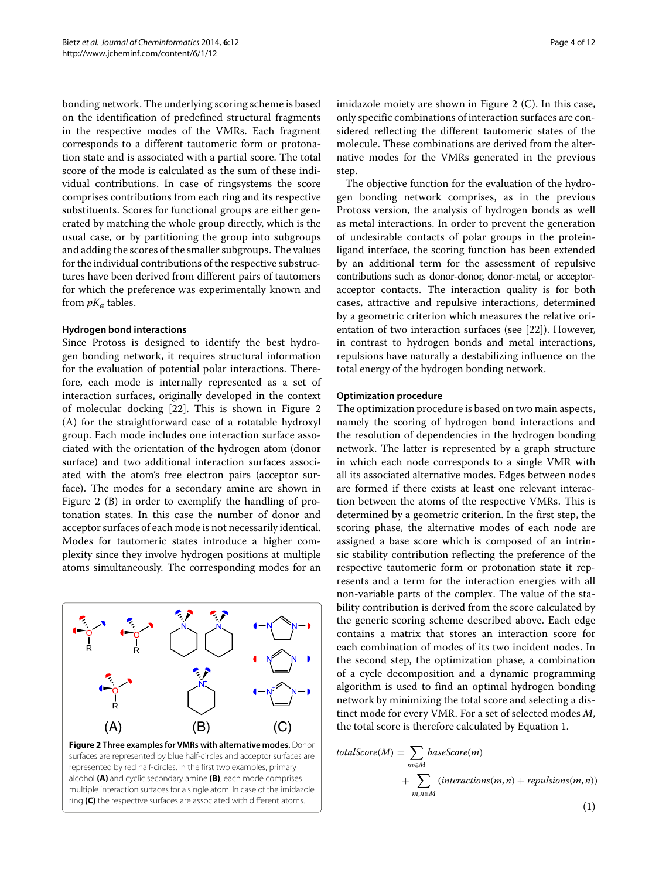bonding network. The underlying scoring scheme is based on the identification of predefined structural fragments in the respective modes of the VMRs. Each fragment corresponds to a different tautomeric form or protonation state and is associated with a partial score. The total score of the mode is calculated as the sum of these individual contributions. In case of ringsystems the score comprises contributions from each ring and its respective substituents. Scores for functional groups are either generated by matching the whole group directly, which is the usual case, or by partitioning the group into subgroups and adding the scores of the smaller subgroups. The values for the individual contributions of the respective substructures have been derived from different pairs of tautomers for which the preference was experimentally known and from $pK_a$ tables.

### Hydrogen bond interactions

Since Protoss is designed to identify the best hydrogen bonding network, it requires structural information for the evaluation of potential polar interactions. Therefore, each mode is internally represented as a set of interaction surfaces, originally developed in the context of molecular docking [22]. This is shown in Figure 2 (A) for the straightforward case of a rotatable hydroxyl group. Each mode includes one interaction surface associated with the orientation of the hydrogen atom (donor surface) and two additional interaction surfaces associated with the atom's free electron pairs (acceptor surface). The modes for a secondary amine are shown in Figure 2 (B) in order to exemplify the handling of protonation states. In this case the number of donor and acceptor surfaces of each mode is not necessarily identical. Modes for tautomeric states introduce a higher complexity since they involve hydrogen positions at multiple atoms simultaneously. The corresponding modes for an imidazole moiety are shown in Figure 2 (C). In this case, only specific combinations of interaction surfaces are considered reflecting the different tautomeric states of the molecule. These combinations are derived from the alternative modes for the VMRs generated in the previous step.

**Figure 2 Three examples for VMRs with alternative modes.** Donor surfaces are represented by blue half-circles and acceptor surfaces are represented by red half-circles. In the first two examples, primary alcohol **(A)** and cyclic secondary amine **(B)**, each mode comprises multiple interaction surfaces for a single atom. In case of the imidazole ring **(C)** the respective surfaces are associated with different atoms.

The objective function for the evaluation of the hydrogen bonding network comprises, as in the previous Protoss version, the analysis of hydrogen bonds as well as metal interactions. In order to prevent the generation of undesirable contacts of polar groups in the protein-ligand interface, the scoring function has been extended by an additional term for the assessment of repulsive contributions such as donor-donor, donor-metal, or acceptor-acceptor contacts. The interaction quality is for both cases, attractive and repulsive interactions, determined by a geometric criterion which measures the relative orientation of two interaction surfaces (see [22]). However, in contrast to hydrogen bonds and metal interactions, repulsions have naturally a destabilizing influence on the total energy of the hydrogen bonding network.

### Optimization procedure

The optimization procedure is based on two main aspects, namely the scoring of hydrogen bond interactions and the resolution of dependencies in the hydrogen bonding network. The latter is represented by a graph structure in which each node corresponds to a single VMR with all its associated alternative modes. Edges between nodes are formed if there exists at least one relevant interaction between the atoms of the respective VMRs. This is determined by a geometric criterion. In the first step, the scoring phase, the alternative modes of each node are assigned a base score which is composed of an intrinsic stability contribution reflecting the preference of the respective tautomeric form or protonation state it represents and a term for the interaction energies with all non-variable parts of the complex. The value of the stability contribution is derived from the score calculated by the generic scoring scheme described above. Each edge contains a matrix that stores an interaction score for each combination of modes of its two incident nodes. In the second step, the optimization phase, a combination of a cycle decomposition and a dynamic programming algorithm is used to find an optimal hydrogen bonding network by minimizing the total score and selecting a distinct mode for every VMR. For a set of selected modes $M$, the total score is therefore calculated by Equation 1.

$$totalScore(M) = \sum_{m \in M} baseScore(m) + \sum_{m,n \in M} (interactions(m,n) + repulsions(m,n)) \quad (1)$$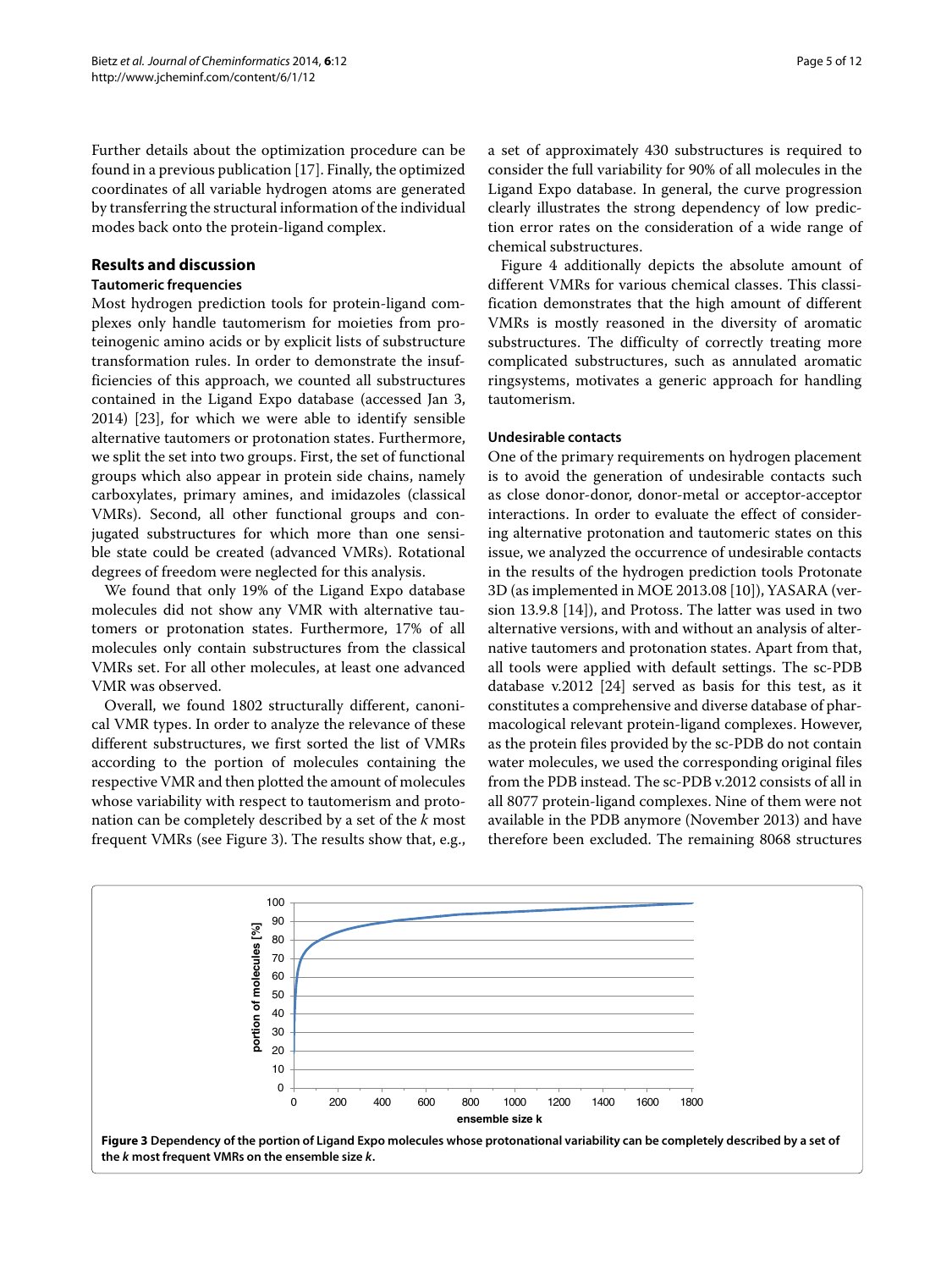Further details about the optimization procedure can be found in a previous publication [17]. Finally, the optimized coordinates of all variable hydrogen atoms are generated by transferring the structural information of the individual modes back onto the protein-ligand complex.

## Results and discussion

### Tautomeric frequencies

Most hydrogen prediction tools for protein-ligand complexes only handle tautomerism for moieties from proteinogenic amino acids or by explicit lists of substructure transformation rules. In order to demonstrate the insufficiencies of this approach, we counted all substructures contained in the Ligand Expo database (accessed Jan 3, 2014) [23], for which we were able to identify sensible alternative tautomers or protonation states. Furthermore, we split the set into two groups. First, the set of functional groups which also appear in protein side chains, namely carboxylates, primary amines, and imidazoles (classical VMRs). Second, all other functional groups and conjugated substructures for which more than one sensible state could be created (advanced VMRs). Rotational degrees of freedom were neglected for this analysis.

We found that only 19% of the Ligand Expo database molecules did not show any VMR with alternative tautomers or protonation states. Furthermore, 17% of all molecules only contain substructures from the classical VMRs set. For all other molecules, at least one advanced VMR was observed.

Overall, we found 1802 structurally different, canonical VMR types. In order to analyze the relevance of these different substructures, we first sorted the list of VMRs according to the portion of molecules containing the respective VMR and then plotted the amount of molecules whose variability with respect to tautomerism and protonation can be completely described by a set of the *k* most frequent VMRs (see Figure 3). The results show that, e.g., a set of approximately 430 substructures is required to consider the full variability for 90% of all molecules in the Ligand Expo database. In general, the curve progression clearly illustrates the strong dependency of low prediction error rates on the consideration of a wide range of chemical substructures.

Figure 4 additionally depicts the absolute amount of different VMRs for various chemical classes. This classification demonstrates that the high amount of different VMRs is mostly reasoned in the diversity of aromatic substructures. The difficulty of correctly treating more complicated substructures, such as annulated aromatic ringsystems, motivates a generic approach for handling tautomerism.

### Undesirable contacts

One of the primary requirements on hydrogen placement is to avoid the generation of undesirable contacts such as close donor-donor, donor-metal or acceptor-acceptor interactions. In order to evaluate the effect of considering alternative protonation and tautomeric states on this issue, we analyzed the occurrence of undesirable contacts in the results of the hydrogen prediction tools Protonate 3D (as implemented in MOE 2013.08 [10]), YASARA (version 13.9.8 [14]), and Protoss. The latter was used in two alternative versions, with and without an analysis of alternative tautomers and protonation states. Apart from that, all tools were applied with default settings. The sc-PDB database v.2012 [24] served as basis for this test, as it constitutes a comprehensive and diverse database of pharmacological relevant protein-ligand complexes. However, as the protein files provided by the sc-PDB do not contain water molecules, we used the corresponding original files from the PDB instead. The sc-PDB v.2012 consists of all in all 8077 protein-ligand complexes. Nine of them were not available in the PDB anymore (November 2013) and have therefore been excluded. The remaining 8068 structures

**Figure 3 Dependency of the portion of Ligand Expo molecules whose protonational variability can be completely described by a set of the *k* most frequent VMRs on the ensemble size *k*.**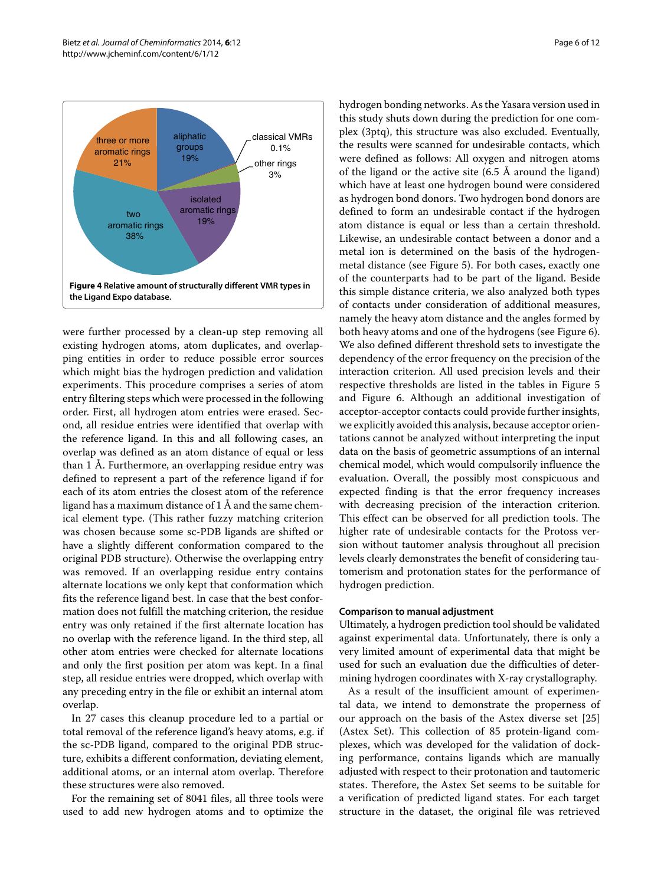three or more aromatic rings 21%

aliphatic groups 19%

classical VMRs 0.1%

other rings 3%

isolated aromatic rings 19%

two aromatic rings 38%

**Figure 4 Relative amount of structurally different VMR types in the Ligand Expo database.**

were further processed by a clean-up step removing all existing hydrogen atoms, atom duplicates, and overlapping entities in order to reduce possible error sources which might bias the hydrogen prediction and validation experiments. This procedure comprises a series of atom entry filtering steps which were processed in the following order. First, all hydrogen atom entries were erased. Second, all residue entries were identified that overlap with the reference ligand. In this and all following cases, an overlap was defined as an atom distance of equal or less than 1 Å. Furthermore, an overlapping residue entry was defined to represent a part of the reference ligand if for each of its atom entries the closest atom of the reference ligand has a maximum distance of 1 Å and the same chemical element type. (This rather fuzzy matching criterion was chosen because some sc-PDB ligands are shifted or have a slightly different conformation compared to the original PDB structure). Otherwise the overlapping entry was removed. If an overlapping residue entry contains alternate locations we only kept that conformation which fits the reference ligand best. In case that the best conformation does not fulfill the matching criterion, the residue entry was only retained if the first alternate location has no overlap with the reference ligand. In the third step, all other atom entries were checked for alternate locations and only the first position per atom was kept. In a final step, all residue entries were dropped, which overlap with any preceding entry in the file or exhibit an internal atom overlap.

In 27 cases this cleanup procedure led to a partial or total removal of the reference ligand's heavy atoms, e.g. if the sc-PDB ligand, compared to the original PDB structure, exhibits a different conformation, deviating element, additional atoms, or an internal atom overlap. Therefore these structures were also removed.

For the remaining set of 8041 files, all three tools were used to add new hydrogen atoms and to optimize the hydrogen bonding networks. As the Yasara version used in this study shuts down during the prediction for one complex (3ptq), this structure was also excluded. Eventually, the results were scanned for undesirable contacts, which were defined as follows: All oxygen and nitrogen atoms of the ligand or the active site (6.5 Å around the ligand) which have at least one hydrogen bound were considered as hydrogen bond donors. Two hydrogen bond donors are defined to form an undesirable contact if the hydrogen atom distance is equal or less than a certain threshold. Likewise, an undesirable contact between a donor and a metal ion is determined on the basis of the hydrogen-metal distance (see Figure 5). For both cases, exactly one of the counterparts had to be part of the ligand. Beside this simple distance criteria, we also analyzed both types of contacts under consideration of additional measures, namely the heavy atom distance and the angles formed by both heavy atoms and one of the hydrogens (see Figure 6). We also defined different threshold sets to investigate the dependency of the error frequency on the precision of the interaction criterion. All used precision levels and their respective thresholds are listed in the tables in Figure 5 and Figure 6. Although an additional investigation of acceptor-acceptor contacts could provide further insights, we explicitly avoided this analysis, because acceptor orientations cannot be analyzed without interpreting the input data on the basis of geometric assumptions of an internal chemical model, which would compulsorily influence the evaluation. Overall, the possibly most conspicuous and expected finding is that the error frequency increases with decreasing precision of the interaction criterion. This effect can be observed for all prediction tools. The higher rate of undesirable contacts for the Protoss version without tautomer analysis throughout all precision levels clearly demonstrates the benefit of considering tautomerism and protonation states for the performance of hydrogen prediction.

#### Comparison to manual adjustment

Ultimately, a hydrogen prediction tool should be validated against experimental data. Unfortunately, there is only a very limited amount of experimental data that might be used for such an evaluation due the difficulties of determining hydrogen coordinates with X-ray crystallography.

As a result of the insufficient amount of experimental data, we intend to demonstrate the properness of our approach on the basis of the Astex diverse set [25] (Astex Set). This collection of 85 protein-ligand complexes, which was developed for the validation of docking performance, contains ligands which are manually adjusted with respect to their protonation and tautomeric states. Therefore, the Astex Set seems to be suitable for a verification of predicted ligand states. For each target structure in the dataset, the original file was retrieved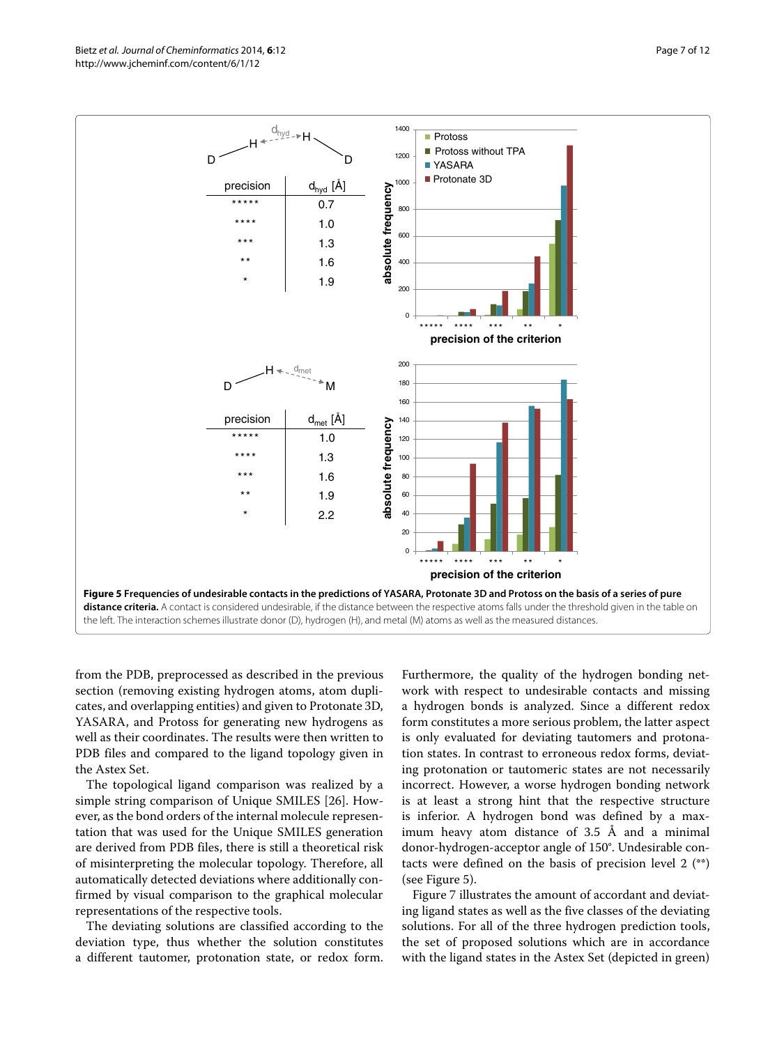| precision | $d_{hyd}$ [Å] |
|---|---|
| ***** | 0.7 |
| **** | 1.0 |
| *** | 1.3 |
| ** | 1.6 |
| * | 1.9 |

| precision | $d_{met}$ [Å] |
|---|---|
| ***** | 1.0 |
| **** | 1.3 |
| *** | 1.6 |
| ** | 1.9 |
| * | 2.2 |

**Figure 5 Frequencies of undesirable contacts in the predictions of YASARA, Protonate 3D and Protoss on the basis of a series of pure distance criteria.** A contact is considered undesirable, if the distance between the respective atoms falls under the threshold given in the table on the left. The interaction schemes illustrate donor (D), hydrogen (H), and metal (M) atoms as well as the measured distances.

from the PDB, preprocessed as described in the previous section (removing existing hydrogen atoms, atom duplicates, and overlapping entities) and given to Protonate 3D, YASARA, and Protoss for generating new hydrogens as well as their coordinates. The results were then written to PDB files and compared to the ligand topology given in the Astex Set.

The topological ligand comparison was realized by a simple string comparison of Unique SMILES [26]. However, as the bond orders of the internal molecule representation that was used for the Unique SMILES generation are derived from PDB files, there is still a theoretical risk of misinterpreting the molecular topology. Therefore, all automatically detected deviations where additionally confirmed by visual comparison to the graphical molecular representations of the respective tools.

The deviating solutions are classified according to the deviation type, thus whether the solution constitutes a different tautomer, protonation state, or redox form. Furthermore, the quality of the hydrogen bonding network with respect to undesirable contacts and missing a hydrogen bonds is analyzed. Since a different redox form constitutes a more serious problem, the latter aspect is only evaluated for deviating tautomers and protonation states. In contrast to erroneous redox forms, deviating protonation or tautomeric states are not necessarily incorrect. However, a worse hydrogen bonding network is at least a strong hint that the respective structure is inferior. A hydrogen bond was defined by a maximum heavy atom distance of 3.5 Å and a minimal donor-hydrogen-acceptor angle of 150°. Undesirable contacts were defined on the basis of precision level 2 (**) (see Figure 5).

Figure 7 illustrates the amount of accordant and deviating ligand states as well as the five classes of the deviating solutions. For all of the three hydrogen prediction tools, the set of proposed solutions which are in accordance with the ligand states in the Astex Set (depicted in green)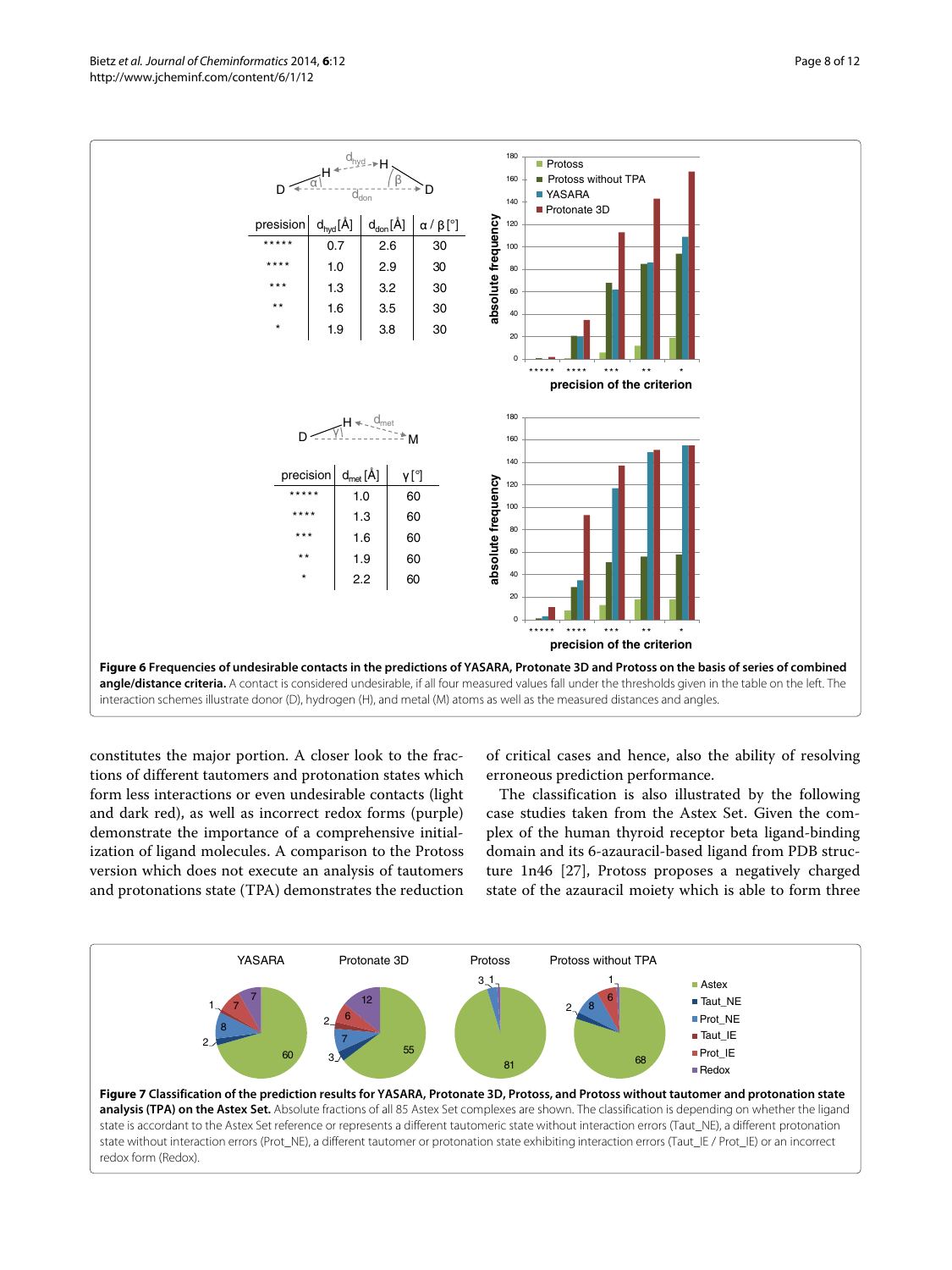| presision | $d_{hyd}$ [Å] | $d_{don}$ [Å] | α / β [°] |
|---|---|---|---|
| ***** | 0.7 | 2.6 | 30 |
| **** | 1.0 | 2.9 | 30 |
| *** | 1.3 | 3.2 | 30 |
| ** | 1.6 | 3.5 | 30 |
| * | 1.9 | 3.8 | 30 |

| precision | $d_{met}$ [Å] | γ [°] |
|---|---|---|
| ***** | 1.0 | 60 |
| **** | 1.3 | 60 |
| *** | 1.6 | 60 |
| ** | 1.9 | 60 |
| * | 2.2 | 60 |

**Figure 6 Frequencies of undesirable contacts in the predictions of YASARA, Protonate 3D and Protoss on the basis of series of combined angle/distance criteria.** A contact is considered undesirable, if all four measured values fall under the thresholds given in the table on the left. The interaction schemes illustrate donor (D), hydrogen (H), and metal (M) atoms as well as the measured distances and angles.

constitutes the major portion. A closer look to the fractions of different tautomers and protonation states which form less interactions or even undesirable contacts (light and dark red), as well as incorrect redox forms (purple) demonstrate the importance of a comprehensive initialization of ligand molecules. A comparison to the Protoss version which does not execute an analysis of tautomers and protonations state (TPA) demonstrates the reduction of critical cases and hence, also the ability of resolving erroneous prediction performance.

The classification is also illustrated by the following case studies taken from the Astex Set. Given the complex of the human thyroid receptor beta ligand-binding domain and its 6-azauracil-based ligand from PDB structure 1n46 [27], Protoss proposes a negatively charged state of the azauracil moiety which is able to form three

**Figure 7 Classification of the prediction results for YASARA, Protonate 3D, Protoss, and Protoss without tautomer and protonation state analysis (TPA) on the Astex Set.** Absolute fractions of all 85 Astex Set complexes are shown. The classification is depending on whether the ligand state is accordant to the Astex Set reference or represents a different tautomeric state without interaction errors (Taut_NE), a different protonation state without interaction errors (Prot_NE), a different tautomer or protonation state exhibiting interaction errors (Taut_IE / Prot_IE) or an incorrect redox form (Redox).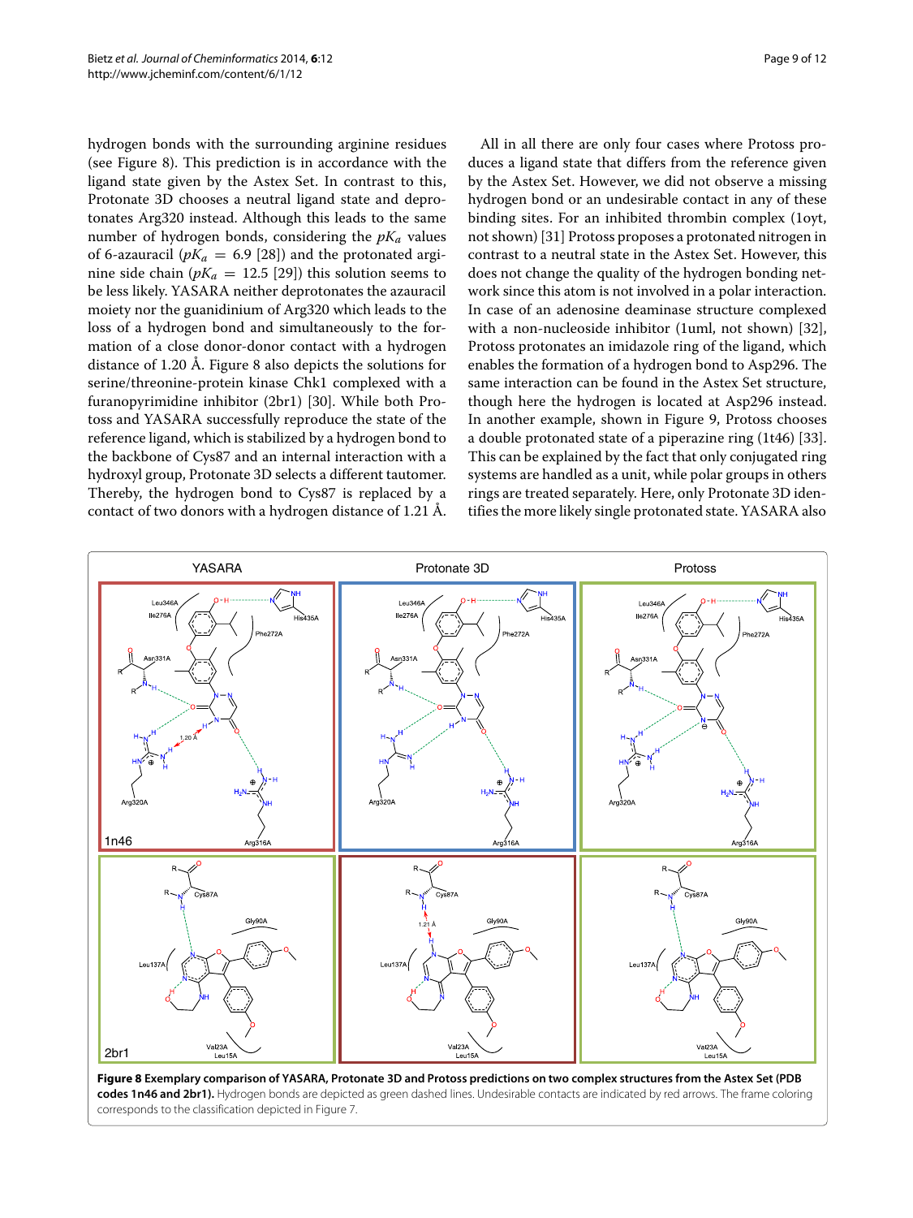hydrogen bonds with the surrounding arginine residues (see Figure 8). This prediction is in accordance with the ligand state given by the Astex Set. In contrast to this, Protonate 3D chooses a neutral ligand state and deprotonates Arg320 instead. Although this leads to the same number of hydrogen bonds, considering the $pK_a$ values of 6-azauracil ($pK_a = 6.9$ [28]) and the protonated arginine side chain ($pK_a = 12.5$ [29]) this solution seems to be less likely. YASARA neither deprotonates the azauracil moiety nor the guanidinium of Arg320 which leads to the loss of a hydrogen bond and simultaneously to the formation of a close donor-donor contact with a hydrogen distance of 1.20 Å. Figure 8 also depicts the solutions for serine/threonine-protein kinase Chk1 complexed with a furanopyrimidine inhibitor (2br1) [30]. While both Protoss and YASARA successfully reproduce the state of the reference ligand, which is stabilized by a hydrogen bond to the backbone of Cys87 and an internal interaction with a hydroxyl group, Protonate 3D selects a different tautomer. Thereby, the hydrogen bond to Cys87 is replaced by a contact of two donors with a hydrogen distance of 1.21 Å.

All in all there are only four cases where Protoss produces a ligand state that differs from the reference given by the Astex Set. However, we did not observe a missing hydrogen bond or an undesirable contact in any of these binding sites. For an inhibited thrombin complex (1oyt, not shown) [31] Protoss proposes a protonated nitrogen in contrast to a neutral state in the Astex Set. However, this does not change the quality of the hydrogen bonding network since this atom is not involved in a polar interaction. In case of an adenosine deaminase structure complexed with a non-nucleoside inhibitor (1uml, not shown) [32], Protoss protonates an imidazole ring of the ligand, which enables the formation of a hydrogen bond to Asp296. The same interaction can be found in the Astex Set structure, though here the hydrogen is located at Asp296 instead. In another example, shown in Figure 9, Protoss chooses a double protonated state of a piperazine ring (1t46) [33]. This can be explained by the fact that only conjugated ring systems are handled as a unit, while polar groups in others rings are treated separately. Here, only Protonate 3D identifies the more likely single protonated state. YASARA also

**Figure 8 Exemplary comparison of YASARA, Protonate 3D and Protoss predictions on two complex structures from the Astex Set (PDB codes 1n46 and 2br1).** Hydrogen bonds are depicted as green dashed lines. Undesirable contacts are indicated by red arrows. The frame coloring corresponds to the classification depicted in Figure 7.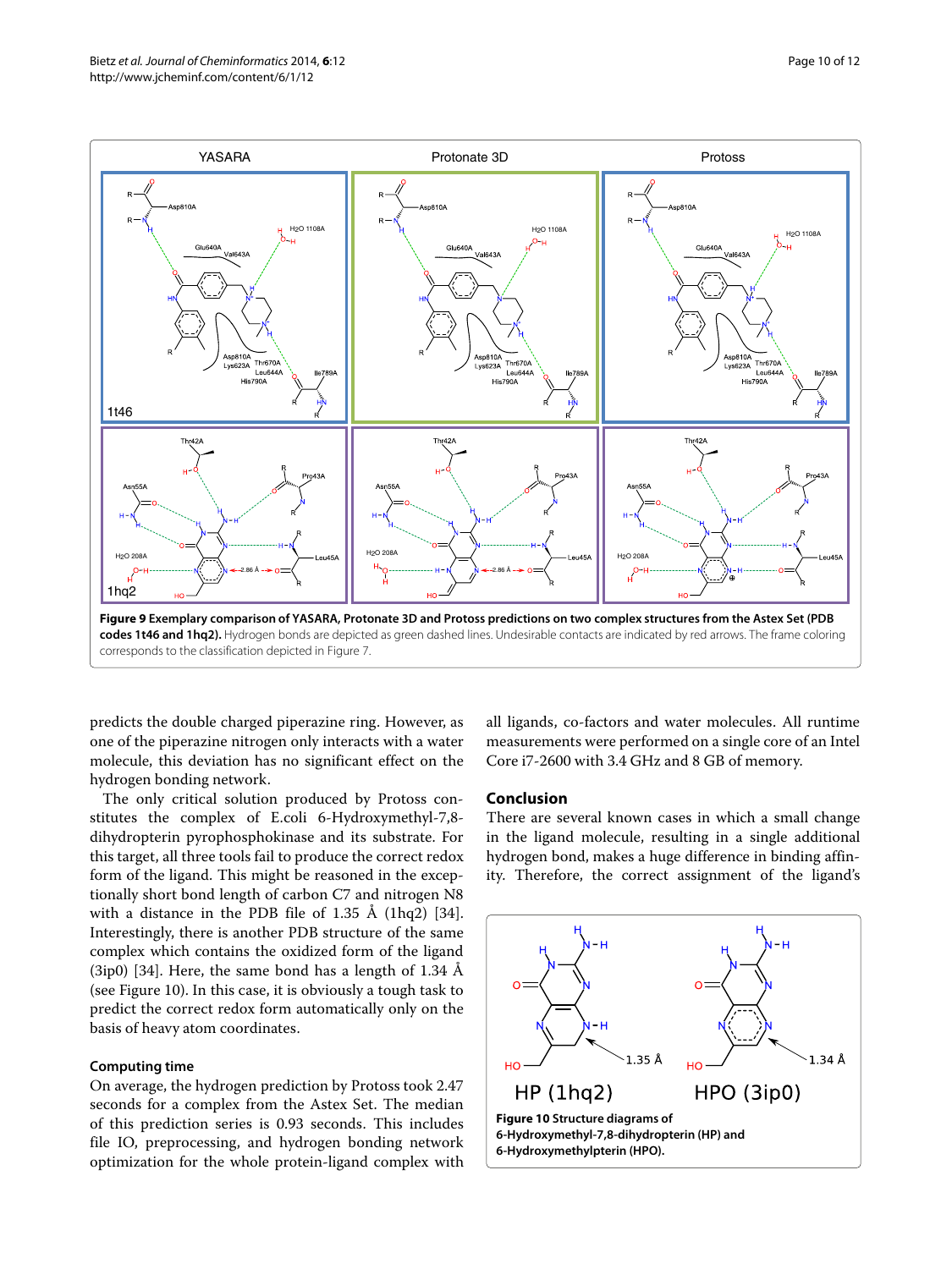**Figure 9 Exemplary comparison of YASARA, Protonate 3D and Protoss predictions on two complex structures from the Astex Set (PDB codes 1t46 and 1hq2).** Hydrogen bonds are depicted as green dashed lines. Undesirable contacts are indicated by red arrows. The frame coloring corresponds to the classification depicted in Figure 7.

predicts the double charged piperazine ring. However, as one of the piperazine nitrogen only interacts with a water molecule, this deviation has no significant effect on the hydrogen bonding network.

The only critical solution produced by Protoss constitutes the complex of E.coli 6-Hydroxymethyl-7,8-dihydropterin pyrophosphokinase and its substrate. For this target, all three tools fail to produce the correct redox form of the ligand. This might be reasoned in the exceptionally short bond length of carbon C7 and nitrogen N8 with a distance in the PDB file of 1.35 Å (1hq2) [34]. Interestingly, there is another PDB structure of the same complex which contains the oxidized form of the ligand (3ip0) [34]. Here, the same bond has a length of 1.34 Å (see Figure 10). In this case, it is obviously a tough task to predict the correct redox form automatically only on the basis of heavy atom coordinates.

### Computing time

On average, the hydrogen prediction by Protoss took 2.47 seconds for a complex from the Astex Set. The median of this prediction series is 0.93 seconds. This includes file IO, preprocessing, and hydrogen bonding network optimization for the whole protein-ligand complex with all ligands, co-factors and water molecules. All runtime measurements were performed on a single core of an Intel Core i7-2600 with 3.4 GHz and 8 GB of memory.

## Conclusion

There are several known cases in which a small change in the ligand molecule, resulting in a single additional hydrogen bond, makes a huge difference in binding affinity. Therefore, the correct assignment of the ligand's

**Figure 10 Structure diagrams of 6-Hydroxymethyl-7,8-dihydropterin (HP) and 6-Hydroxymethylpterin (HPO).**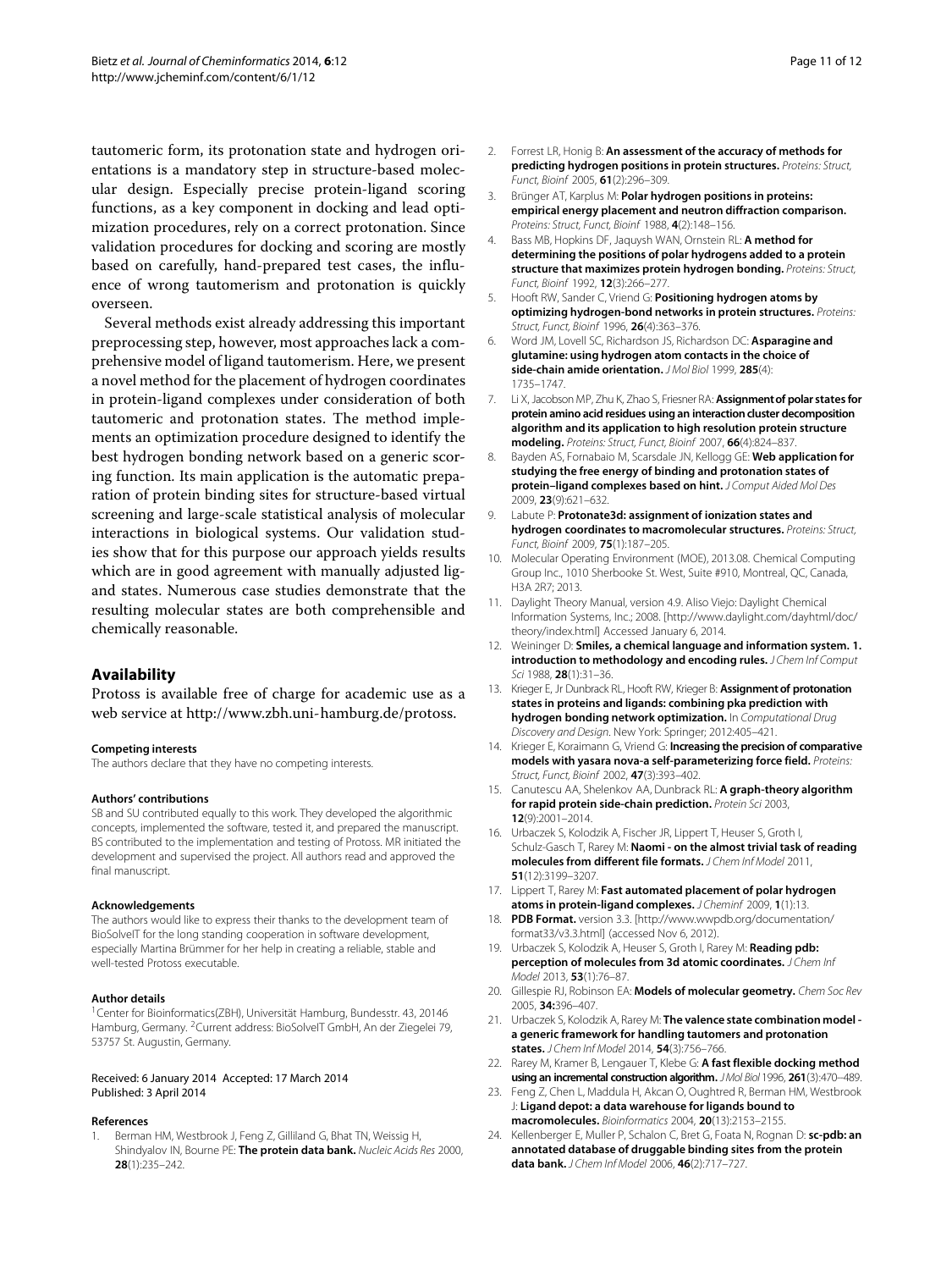tautomeric form, its protonation state and hydrogen orientations is a mandatory step in structure-based molecular design. Especially precise protein-ligand scoring functions, as a key component in docking and lead optimization procedures, rely on a correct protonation. Since validation procedures for docking and scoring are mostly based on carefully, hand-prepared test cases, the influence of wrong tautomerism and protonation is quickly overseen.

Several methods exist already addressing this important preprocessing step, however, most approaches lack a comprehensive model of ligand tautomerism. Here, we present a novel method for the placement of hydrogen coordinates in protein-ligand complexes under consideration of both tautomeric and protonation states. The method implements an optimization procedure designed to identify the best hydrogen bonding network based on a generic scoring function. Its main application is the automatic preparation of protein binding sites for structure-based virtual screening and large-scale statistical analysis of molecular interactions in biological systems. Our validation studies show that for this purpose our approach yields results which are in good agreement with manually adjusted ligand states. Numerous case studies demonstrate that the resulting molecular states are both comprehensible and chemically reasonable.

## Availability

Protoss is available free of charge for academic use as a web service at http://www.zbh.uni-hamburg.de/protoss.

#### Competing interests

The authors declare that they have no competing interests.

#### Authors' contributions

SB and SU contributed equally to this work. They developed the algorithmic concepts, implemented the software, tested it, and prepared the manuscript. BS contributed to the implementation and testing of Protoss. MR initiated the development and supervised the project. All authors read and approved the final manuscript.

#### Acknowledgements

The authors would like to express their thanks to the development team of BioSolveIT for the long standing cooperation in software development, especially Martina Brümmer for her help in creating a reliable, stable and well-tested Protoss executable.

#### Author details

[1]Center for Bioinformatics(ZBH), Universität Hamburg, Bundesstr. 43, 20146 Hamburg, Germany. [2]Current address: BioSolveIT GmbH, An der Ziegelei 79, 53757 St. Augustin, Germany.

Received: 6 January 2014 Accepted: 17 March 2014
Published: 3 April 2014

#### References

1. Berman HM, Westbrook J, Feng Z, Gilliland G, Bhat TN, Weissig H, Shindyalov IN, Bourne PE: **The protein data bank.** *Nucleic Acids Res* 2000, **28**(1):235–242.
2. Forrest LR, Honig B: **An assessment of the accuracy of methods for predicting hydrogen positions in protein structures.** *Proteins: Struct, Funct, Bioinf* 2005, **61**(2):296–309.
3. Brünger AT, Karplus M: **Polar hydrogen positions in proteins: empirical energy placement and neutron diffraction comparison.** *Proteins: Struct, Funct, Bioinf* 1988, **4**(2):148–156.
4. Bass MB, Hopkins DF, Jaquysh WAN, Ornstein RL: **A method for determining the positions of polar hydrogens added to a protein structure that maximizes protein hydrogen bonding.** *Proteins: Struct, Funct, Bioinf* 1992, **12**(3):266–277.
5. Hooft RW, Sander C, Vriend G: **Positioning hydrogen atoms by optimizing hydrogen-bond networks in protein structures.** *Proteins: Struct, Funct, Bioinf* 1996, **26**(4):363–376.
6. Word JM, Lovell SC, Richardson JS, Richardson DC: **Asparagine and glutamine: using hydrogen atom contacts in the choice of side-chain amide orientation.** *J Mol Biol* 1999, **285**(4): 1735–1747.
7. Li X, Jacobson MP, Zhu K, Zhao S, Friesner RA: **Assignment of polar states for protein amino acid residues using an interaction cluster decomposition algorithm and its application to high resolution protein structure modeling.** *Proteins: Struct, Funct, Bioinf* 2007, **66**(4):824–837.
8. Bayden AS, Fornabaio M, Scarsdale JN, Kellogg GE: **Web application for studying the free energy of binding and protonation states of protein–ligand complexes based on hint.** *J Comput Aided Mol Des* 2009, **23**(9):621–632.
9. Labute P: **Protonate3d: assignment of ionization states and hydrogen coordinates to macromolecular structures.** *Proteins: Struct, Funct, Bioinf* 2009, **75**(1):187–205.
10. Molecular Operating Environment (MOE), 2013.08. Chemical Computing Group Inc., 1010 Sherbooke St. West, Suite #910, Montreal, QC, Canada, H3A 2R7; 2013.
11. Daylight Theory Manual, version 4.9. Aliso Viejo: Daylight Chemical Information Systems, Inc.; 2008. [http://www.daylight.com/dayhtml/doc/theory/index.html] Accessed January 6, 2014.
12. Weininger D: **Smiles, a chemical language and information system. 1. introduction to methodology and encoding rules.** *J Chem Inf Comput Sci* 1988, **28**(1):31–36.
13. Krieger E, Jr Dunbrack RL, Hooft RW, Krieger B: **Assignment of protonation states in proteins and ligands: combining pka prediction with hydrogen bonding network optimization.** In *Computational Drug Discovery and Design*. New York: Springer; 2012:405–421.
14. Krieger E, Koraimann G, Vriend G: **Increasing the precision of comparative models with yasara nova-a self-parameterizing force field.** *Proteins: Struct, Funct, Bioinf* 2002, **47**(3):393–402.
15. Canutescu AA, Shelenkov AA, Dunbrack RL: **A graph-theory algorithm for rapid protein side-chain prediction.** *Protein Sci* 2003, **12**(9):2001–2014.
16. Urbaczek S, Kolodzik A, Fischer JR, Lippert T, Heuser S, Groth I, Schulz-Gasch T, Rarey M: **Naomi - on the almost trivial task of reading molecules from different file formats.** *J Chem Inf Model* 2011, **51**(12):3199–3207.
17. Lippert T, Rarey M: **Fast automated placement of polar hydrogen atoms in protein-ligand complexes.** *J Cheminf* 2009, **1**(1):13.
18. **PDB Format.** version 3.3. [http://www.wwpdb.org/documentation/format33/v3.3.html] (accessed Nov 6, 2012).
19. Urbaczek S, Kolodzik A, Heuser S, Groth I, Rarey M: **Reading pdb: perception of molecules from 3d atomic coordinates.** *J Chem Inf Model* 2013, **53**(1):76–87.
20. Gillespie RJ, Robinson EA: **Models of molecular geometry.** *Chem Soc Rev* 2005, **34:**396–407.
21. Urbaczek S, Kolodzik A, Rarey M: **The valence state combination model - a generic framework for handling tautomers and protonation states.** *J Chem Inf Model* 2014, **54**(3):756–766.
22. Rarey M, Kramer B, Lengauer T, Klebe G: **A fast flexible docking method using an incremental construction algorithm.** *J Mol Biol* 1996, **261**(3):470–489.
23. Feng Z, Chen L, Maddula H, Akcan O, Oughtred R, Berman HM, Westbrook J: **Ligand depot: a data warehouse for ligands bound to macromolecules.** *Bioinformatics* 2004, **20**(13):2153–2155.
24. Kellenberger E, Muller P, Schalon C, Bret G, Foata N, Rognan D: **sc-pdb: an annotated database of druggable binding sites from the protein data bank.** *J Chem Inf Model* 2006, **46**(2):717–727.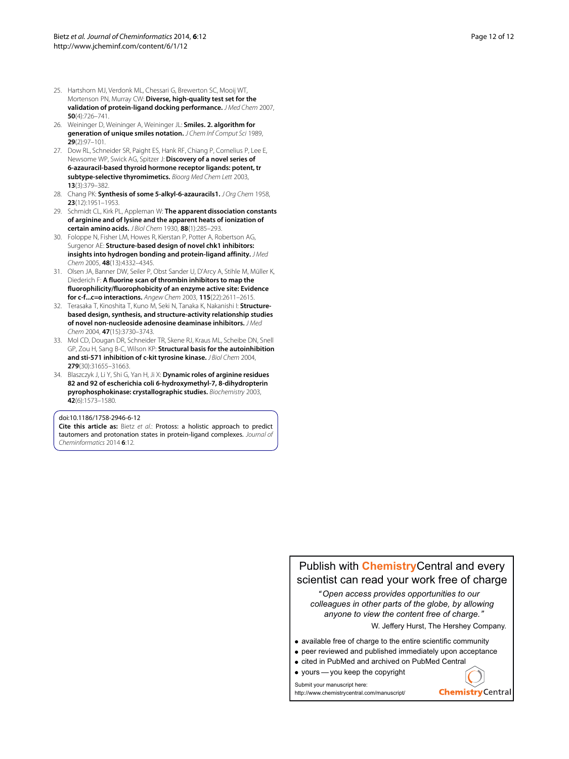25. Hartshorn MJ, Verdonk ML, Chessari G, Brewerton SC, Mooij WT, Mortenson PN, Murray CW: **Diverse, high-quality test set for the validation of protein-ligand docking performance.** *J Med Chem* 2007, **50**(4):726–741.
26. Weininger D, Weininger A, Weininger JL: **Smiles. 2. algorithm for generation of unique smiles notation.** *J Chem Inf Comput Sci* 1989, **29**(2):97–101.
27. Dow RL, Schneider SR, Paight ES, Hank RF, Chiang P, Cornelius P, Lee E, Newsome WP, Swick AG, Spitzer J: **Discovery of a novel series of 6-azauracil-based thyroid hormone receptor ligands: potent, tr subtype-selective thyromimetics.** *Bioorg Med Chem Lett* 2003, **13**(3):379–382.
28. Chang PK: **Synthesis of some 5-alkyl-6-azauracils1.** *J Org Chem* 1958, **23**(12):1951–1953.
29. Schmidt CL, Kirk PL, Appleman W: **The apparent dissociation constants of arginine and of lysine and the apparent heats of ionization of certain amino acids.** *J Biol Chem* 1930, **88**(1):285–293.
30. Foloppe N, Fisher LM, Howes R, Kierstan P, Potter A, Robertson AG, Surgenor AE: **Structure-based design of novel chk1 inhibitors: insights into hydrogen bonding and protein-ligand affinity.** *J Med Chem* 2005, **48**(13):4332–4345.
31. Olsen JA, Banner DW, Seiler P, Obst Sander U, D'Arcy A, Stihle M, Müller K, Diederich F: **A fluorine scan of thrombin inhibitors to map the fluorophilicity/fluorophobicity of an enzyme active site: Evidence for c-f...c=o interactions.** *Angew Chem* 2003, **115**(22):2611–2615.
32. Terasaka T, Kinoshita T, Kuno M, Seki N, Tanaka K, Nakanishi I: **Structure-based design, synthesis, and structure-activity relationship studies of novel non-nucleoside adenosine deaminase inhibitors.** *J Med Chem* 2004, **47**(15):3730–3743.
33. Mol CD, Dougan DR, Schneider TR, Skene RJ, Kraus ML, Scheibe DN, Snell GP, Zou H, Sang B-C, Wilson KP: **Structural basis for the autoinhibition and sti-571 inhibition of c-kit tyrosine kinase.** *J Biol Chem* 2004, **279**(30):31655–31663.
34. Blaszczyk J, Li Y, Shi G, Yan H, Ji X: **Dynamic roles of arginine residues 82 and 92 of escherichia coli 6-hydroxymethyl-7, 8-dihydropterin pyrophosphokinase: crystallographic studies.** *Biochemistry* 2003, **42**(6):1573–1580.

doi:10.1186/1758-2946-6-12
**Cite this article as:** Bietz *et al.*: Protoss: a holistic approach to predict tautomers and protonation states in protein-ligand complexes. *Journal of Cheminformatics* 2014 **6**:12.

Publish with **Chemistry**Central and every scientist can read your work free of charge

*"Open access provides opportunities to our colleagues in other parts of the globe, by allowing anyone to view the content free of charge."*

W. Jeffery Hurst, The Hershey Company.

- available free of charge to the entire scientific community
- peer reviewed and published immediately upon acceptance
- cited in PubMed and archived on PubMed Central
- yours — you keep the copyright

Submit your manuscript here:
http://www.chemistrycentral.com/manuscript/

**Chemistry**Central